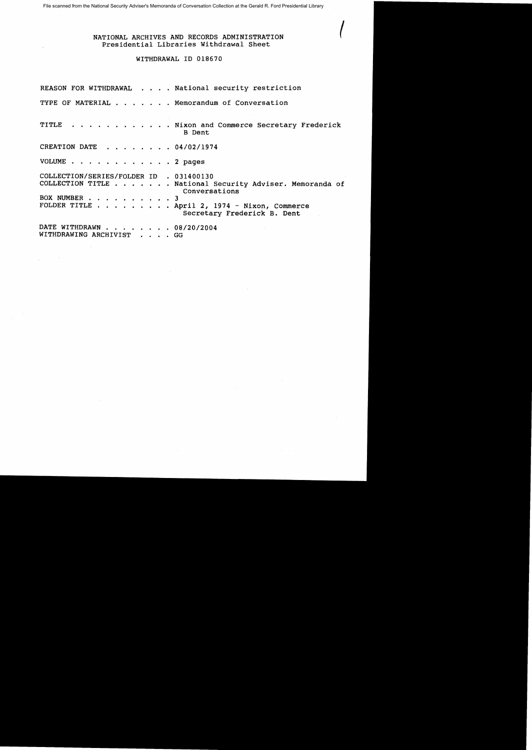File scanned from the National Security Adviser's Memoranda of Conversation Collection at the Gerald R. Ford Presidential Library

NATIONAL ARCHIVES AND RECORDS ADMINISTRATION
Presidential Libraries Withdrawal Sheet

WITHDRAWAL ID 018670

REASON FOR WITHDRAWAL . . . . National security restriction

TYPE OF MATERIAL . . . . . . . Memorandum of Conversation

TITLE . . . . . . . . . . . . Nixon and Commerce Secretary Frederick B Dent

CREATION DATE . . . . . . . . 04/02/1974

VOLUME . . . . . . . . . . . . 2 pages

COLLECTION/SERIES/FOLDER ID . 031400130
COLLECTION TITLE . . . . . . . National Security Adviser. Memoranda of Conversations
BOX NUMBER . . . . . . . . . . 3
FOLDER TITLE . . . . . . . . . April 2, 1974 - Nixon, Commerce Secretary Frederick B. Dent

DATE WITHDRAWN . . . . . . . . 08/20/2004
WITHDRAWING ARCHIVIST . . . . GG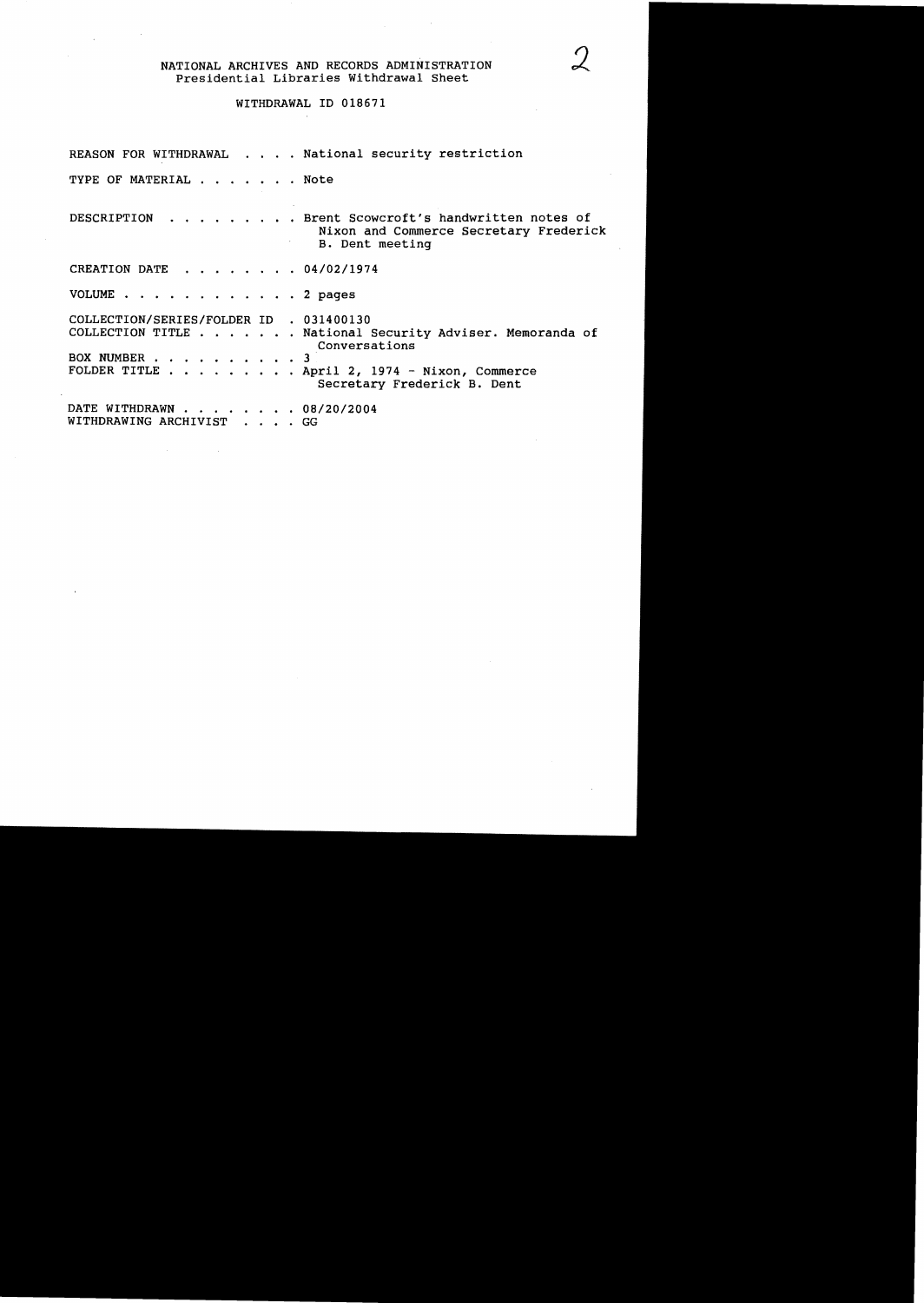NATIONAL ARCHIVES AND RECORDS ADMINISTRATION
Presidential Libraries Withdrawal Sheet

WITHDRAWAL ID 018671

REASON FOR WITHDRAWAL . . . . National security restriction

TYPE OF MATERIAL . . . . . . . Note

DESCRIPTION . . . . . . . . . Brent Scowcroft's handwritten notes of Nixon and Commerce Secretary Frederick B. Dent meeting

CREATION DATE . . . . . . . . 04/02/1974

VOLUME . . . . . . . . . . . . 2 pages

COLLECTION/SERIES/FOLDER ID . 031400130
COLLECTION TITLE . . . . . . . National Security Adviser. Memoranda of Conversations
BOX NUMBER . . . . . . . . . . 3
FOLDER TITLE . . . . . . . . . April 2, 1974 - Nixon, Commerce Secretary Frederick B. Dent

DATE WITHDRAWN . . . . . . . . 08/20/2004
WITHDRAWING ARCHIVIST . . . . GG